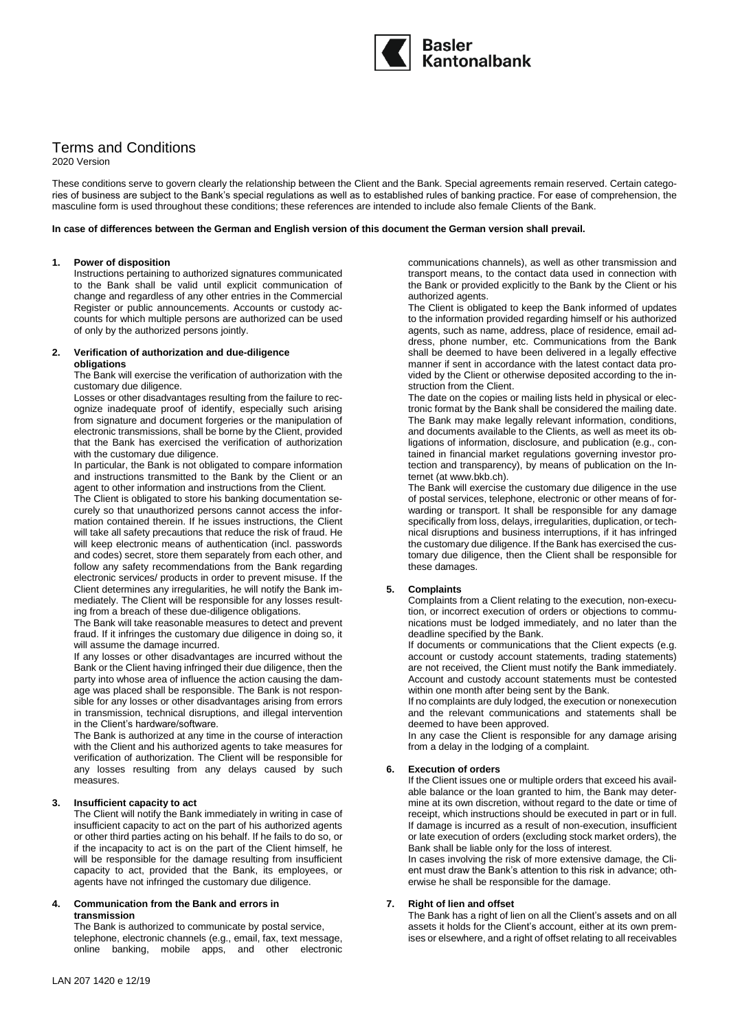Basler Kantonalbank

# Terms and Conditions

2020 Version

These conditions serve to govern clearly the relationship between the Client and the Bank. Special agreements remain reserved. Certain categories of business are subject to the Bank's special regulations as well as to established rules of banking practice. For ease of comprehension, the masculine form is used throughout these conditions; these references are intended to include also female Clients of the Bank.

**In case of differences between the German and English version of this document the German version shall prevail.**

## 1. Power of disposition

Instructions pertaining to authorized signatures communicated to the Bank shall be valid until explicit communication of change and regardless of any other entries in the Commercial Register or public announcements. Accounts or custody accounts for which multiple persons are authorized can be used of only by the authorized persons jointly.

## 2. Verification of authorization and due-diligence obligations

The Bank will exercise the verification of authorization with the customary due diligence.

Losses or other disadvantages resulting from the failure to recognize inadequate proof of identify, especially such arising from signature and document forgeries or the manipulation of electronic transmissions, shall be borne by the Client, provided that the Bank has exercised the verification of authorization with the customary due diligence.

In particular, the Bank is not obligated to compare information and instructions transmitted to the Bank by the Client or an agent to other information and instructions from the Client.

The Client is obligated to store his banking documentation securely so that unauthorized persons cannot access the information contained therein. If he issues instructions, the Client will take all safety precautions that reduce the risk of fraud. He will keep electronic means of authentication (incl. passwords and codes) secret, store them separately from each other, and follow any safety recommendations from the Bank regarding electronic services/ products in order to prevent misuse. If the Client determines any irregularities, he will notify the Bank immediately. The Client will be responsible for any losses resulting from a breach of these due-diligence obligations.

The Bank will take reasonable measures to detect and prevent fraud. If it infringes the customary due diligence in doing so, it will assume the damage incurred.

If any losses or other disadvantages are incurred without the Bank or the Client having infringed their due diligence, then the party into whose area of influence the action causing the damage was placed shall be responsible. The Bank is not responsible for any losses or other disadvantages arising from errors in transmission, technical disruptions, and illegal intervention in the Client's hardware/software.

The Bank is authorized at any time in the course of interaction with the Client and his authorized agents to take measures for verification of authorization. The Client will be responsible for any losses resulting from any delays caused by such measures.

## 3. Insufficient capacity to act

The Client will notify the Bank immediately in writing in case of insufficient capacity to act on the part of his authorized agents or other third parties acting on his behalf. If he fails to do so, or if the incapacity to act is on the part of the Client himself, he will be responsible for the damage resulting from insufficient capacity to act, provided that the Bank, its employees, or agents have not infringed the customary due diligence.

## 4. Communication from the Bank and errors in transmission

The Bank is authorized to communicate by postal service, telephone, electronic channels (e.g., email, fax, text message, online banking, mobile apps, and other electronic communications channels), as well as other transmission and transport means, to the contact data used in connection with the Bank or provided explicitly to the Bank by the Client or his authorized agents.

The Client is obligated to keep the Bank informed of updates to the information provided regarding himself or his authorized agents, such as name, address, place of residence, email address, phone number, etc. Communications from the Bank shall be deemed to have been delivered in a legally effective manner if sent in accordance with the latest contact data provided by the Client or otherwise deposited according to the instruction from the Client.

The date on the copies or mailing lists held in physical or electronic format by the Bank shall be considered the mailing date. The Bank may make legally relevant information, conditions, and documents available to the Clients, as well as meet its obligations of information, disclosure, and publication (e.g., contained in financial market regulations governing investor protection and transparency), by means of publication on the Internet (at www.bkb.ch).

The Bank will exercise the customary due diligence in the use of postal services, telephone, electronic or other means of forwarding or transport. It shall be responsible for any damage specifically from loss, delays, irregularities, duplication, or technical disruptions and business interruptions, if it has infringed the customary due diligence. If the Bank has exercised the customary due diligence, then the Client shall be responsible for these damages.

## 5. Complaints

Complaints from a Client relating to the execution, non-execution, or incorrect execution of orders or objections to communications must be lodged immediately, and no later than the deadline specified by the Bank.

If documents or communications that the Client expects (e.g. account or custody account statements, trading statements) are not received, the Client must notify the Bank immediately. Account and custody account statements must be contested within one month after being sent by the Bank.

If no complaints are duly lodged, the execution or nonexecution and the relevant communications and statements shall be deemed to have been approved.

In any case the Client is responsible for any damage arising from a delay in the lodging of a complaint.

## 6. Execution of orders

If the Client issues one or multiple orders that exceed his available balance or the loan granted to him, the Bank may determine at its own discretion, without regard to the date or time of receipt, which instructions should be executed in part or in full. If damage is incurred as a result of non-execution, insufficient or late execution of orders (excluding stock market orders), the Bank shall be liable only for the loss of interest.

In cases involving the risk of more extensive damage, the Client must draw the Bank's attention to this risk in advance; otherwise he shall be responsible for the damage.

## 7. Right of lien and offset

The Bank has a right of lien on all the Client's assets and on all assets it holds for the Client's account, either at its own premises or elsewhere, and a right of offset relating to all receivables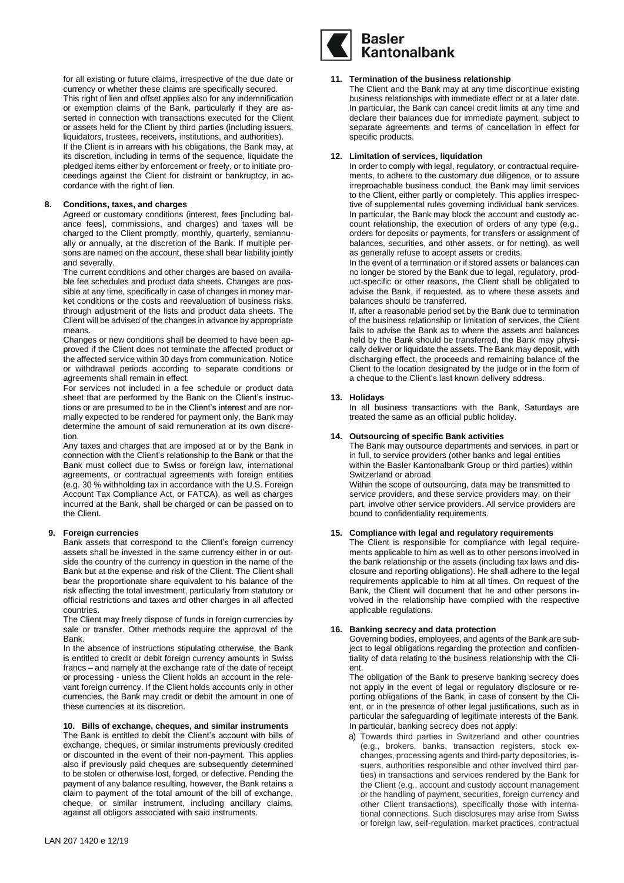for all existing or future claims, irrespective of the due date or currency or whether these claims are specifically secured.

This right of lien and offset applies also for any indemnification or exemption claims of the Bank, particularly if they are asserted in connection with transactions executed for the Client or assets held for the Client by third parties (including issuers, liquidators, trustees, receivers, institutions, and authorities).

If the Client is in arrears with his obligations, the Bank may, at its discretion, including in terms of the sequence, liquidate the pledged items either by enforcement or freely, or to initiate proceedings against the Client for distraint or bankruptcy, in accordance with the right of lien.

## 8. Conditions, taxes, and charges

Agreed or customary conditions (interest, fees [including balance fees], commissions, and charges) and taxes will be charged to the Client promptly, monthly, quarterly, semiannually or annually, at the discretion of the Bank. If multiple persons are named on the account, these shall bear liability jointly and severally.

The current conditions and other charges are based on available fee schedules and product data sheets. Changes are possible at any time, specifically in case of changes in money market conditions or the costs and reevaluation of business risks, through adjustment of the lists and product data sheets. The Client will be advised of the changes in advance by appropriate means.

Changes or new conditions shall be deemed to have been approved if the Client does not terminate the affected product or the affected service within 30 days from communication. Notice or withdrawal periods according to separate conditions or agreements shall remain in effect.

For services not included in a fee schedule or product data sheet that are performed by the Bank on the Client's instructions or are presumed to be in the Client's interest and are normally expected to be rendered for payment only, the Bank may determine the amount of said remuneration at its own discretion.

Any taxes and charges that are imposed at or by the Bank in connection with the Client's relationship to the Bank or that the Bank must collect due to Swiss or foreign law, international agreements, or contractual agreements with foreign entities (e.g. 30 % withholding tax in accordance with the U.S. Foreign Account Tax Compliance Act, or FATCA), as well as charges incurred at the Bank, shall be charged or can be passed on to the Client.

## 9. Foreign currencies

Bank assets that correspond to the Client's foreign currency assets shall be invested in the same currency either in or outside the country of the currency in question in the name of the Bank but at the expense and risk of the Client. The Client shall bear the proportionate share equivalent to his balance of the risk affecting the total investment, particularly from statutory or official restrictions and taxes and other charges in all affected countries.

The Client may freely dispose of funds in foreign currencies by sale or transfer. Other methods require the approval of the Bank.

In the absence of instructions stipulating otherwise, the Bank is entitled to credit or debit foreign currency amounts in Swiss francs – and namely at the exchange rate of the date of receipt or processing - unless the Client holds an account in the relevant foreign currency. If the Client holds accounts only in other currencies, the Bank may credit or debit the amount in one of these currencies at its discretion.

## 10. Bills of exchange, cheques, and similar instruments

The Bank is entitled to debit the Client's account with bills of exchange, cheques, or similar instruments previously credited or discounted in the event of their non-payment. This applies also if previously paid cheques are subsequently determined to be stolen or otherwise lost, forged, or defective. Pending the payment of any balance resulting, however, the Bank retains a claim to payment of the total amount of the bill of exchange, cheque, or similar instrument, including ancillary claims, against all obligors associated with said instruments.

## 11. Termination of the business relationship

The Client and the Bank may at any time discontinue existing business relationships with immediate effect or at a later date. In particular, the Bank can cancel credit limits at any time and declare their balances due for immediate payment, subject to separate agreements and terms of cancellation in effect for specific products.

## 12. Limitation of services, liquidation

In order to comply with legal, regulatory, or contractual requirements, to adhere to the customary due diligence, or to assure irreproachable business conduct, the Bank may limit services to the Client, either partly or completely. This applies irrespective of supplemental rules governing individual bank services. In particular, the Bank may block the account and custody account relationship, the execution of orders of any type (e.g., orders for deposits or payments, for transfers or assignment of balances, securities, and other assets, or for netting), as well as generally refuse to accept assets or credits.

In the event of a termination or if stored assets or balances can no longer be stored by the Bank due to legal, regulatory, product-specific or other reasons, the Client shall be obligated to advise the Bank, if requested, as to where these assets and balances should be transferred.

If, after a reasonable period set by the Bank due to termination of the business relationship or limitation of services, the Client fails to advise the Bank as to where the assets and balances held by the Bank should be transferred, the Bank may physically deliver or liquidate the assets. The Bank may deposit, with discharging effect, the proceeds and remaining balance of the Client to the location designated by the judge or in the form of a cheque to the Client's last known delivery address.

## 13. Holidays

In all business transactions with the Bank, Saturdays are treated the same as an official public holiday.

## 14. Outsourcing of specific Bank activities

The Bank may outsource departments and services, in part or in full, to service providers (other banks and legal entities within the Basler Kantonalbank Group or third parties) within Switzerland or abroad.

Within the scope of outsourcing, data may be transmitted to service providers, and these service providers may, on their part, involve other service providers. All service providers are bound to confidentiality requirements.

## 15. Compliance with legal and regulatory requirements

The Client is responsible for compliance with legal requirements applicable to him as well as to other persons involved in the bank relationship or the assets (including tax laws and disclosure and reporting obligations). He shall adhere to the legal requirements applicable to him at all times. On request of the Bank, the Client will document that he and other persons involved in the relationship have complied with the respective applicable regulations.

## 16. Banking secrecy and data protection

Governing bodies, employees, and agents of the Bank are subject to legal obligations regarding the protection and confidentiality of data relating to the business relationship with the Client.

The obligation of the Bank to preserve banking secrecy does not apply in the event of legal or regulatory disclosure or reporting obligations of the Bank, in case of consent by the Client, or in the presence of other legal justifications, such as in particular the safeguarding of legitimate interests of the Bank. In particular, banking secrecy does not apply:

a) Towards third parties in Switzerland and other countries (e.g., brokers, banks, transaction registers, stock exchanges, processing agents and third-party depositories, issuers, authorities responsible and other involved third parties) in transactions and services rendered by the Bank for the Client (e.g., account and custody account management or the handling of payment, securities, foreign currency and other Client transactions), specifically those with international connections. Such disclosures may arise from Swiss or foreign law, self-regulation, market practices, contractual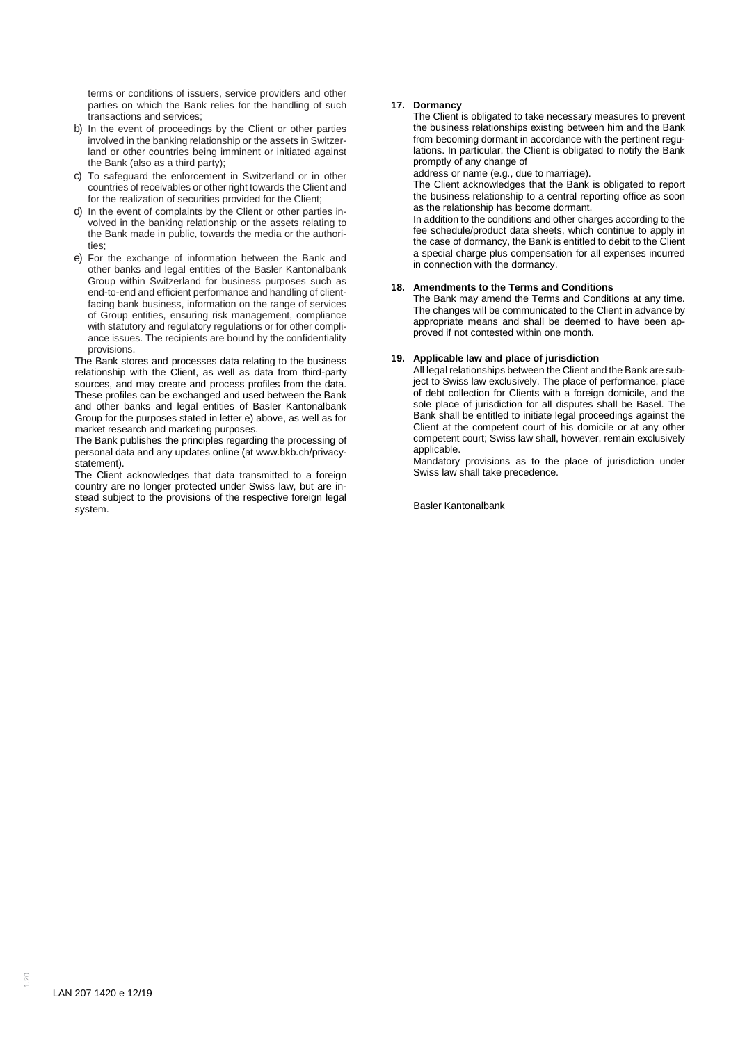terms or conditions of issuers, service providers and other parties on which the Bank relies for the handling of such transactions and services;

b) In the event of proceedings by the Client or other parties involved in the banking relationship or the assets in Switzerland or other countries being imminent or initiated against the Bank (also as a third party);

c) To safeguard the enforcement in Switzerland or in other countries of receivables or other right towards the Client and for the realization of securities provided for the Client;

d) In the event of complaints by the Client or other parties involved in the banking relationship or the assets relating to the Bank made in public, towards the media or the authorities;

e) For the exchange of information between the Bank and other banks and legal entities of the Basler Kantonalbank Group within Switzerland for business purposes such as end-to-end and efficient performance and handling of client-facing bank business, information on the range of services of Group entities, ensuring risk management, compliance with statutory and regulatory regulations or for other compliance issues. The recipients are bound by the confidentiality provisions.

The Bank stores and processes data relating to the business relationship with the Client, as well as data from third-party sources, and may create and process profiles from the data. These profiles can be exchanged and used between the Bank and other banks and legal entities of Basler Kantonalbank Group for the purposes stated in letter e) above, as well as for market research and marketing purposes.

The Bank publishes the principles regarding the processing of personal data and any updates online (at www.bkb.ch/privacy-statement).

The Client acknowledges that data transmitted to a foreign country are no longer protected under Swiss law, but are instead subject to the provisions of the respective foreign legal system.

### 17. Dormancy

The Client is obligated to take necessary measures to prevent the business relationships existing between him and the Bank from becoming dormant in accordance with the pertinent regulations. In particular, the Client is obligated to notify the Bank promptly of any change of
address or name (e.g., due to marriage).

The Client acknowledges that the Bank is obligated to report the business relationship to a central reporting office as soon as the relationship has become dormant.

In addition to the conditions and other charges according to the fee schedule/product data sheets, which continue to apply in the case of dormancy, the Bank is entitled to debit to the Client a special charge plus compensation for all expenses incurred in connection with the dormancy.

### 18. Amendments to the Terms and Conditions

The Bank may amend the Terms and Conditions at any time. The changes will be communicated to the Client in advance by appropriate means and shall be deemed to have been approved if not contested within one month.

### 19. Applicable law and place of jurisdiction

All legal relationships between the Client and the Bank are subject to Swiss law exclusively. The place of performance, place of debt collection for Clients with a foreign domicile, and the sole place of jurisdiction for all disputes shall be Basel. The Bank shall be entitled to initiate legal proceedings against the Client at the competent court of his domicile or at any other competent court; Swiss law shall, however, remain exclusively applicable.

Mandatory provisions as to the place of jurisdiction under Swiss law shall take precedence.

Basler Kantonalbank

LAN 207 1420 e 12/19